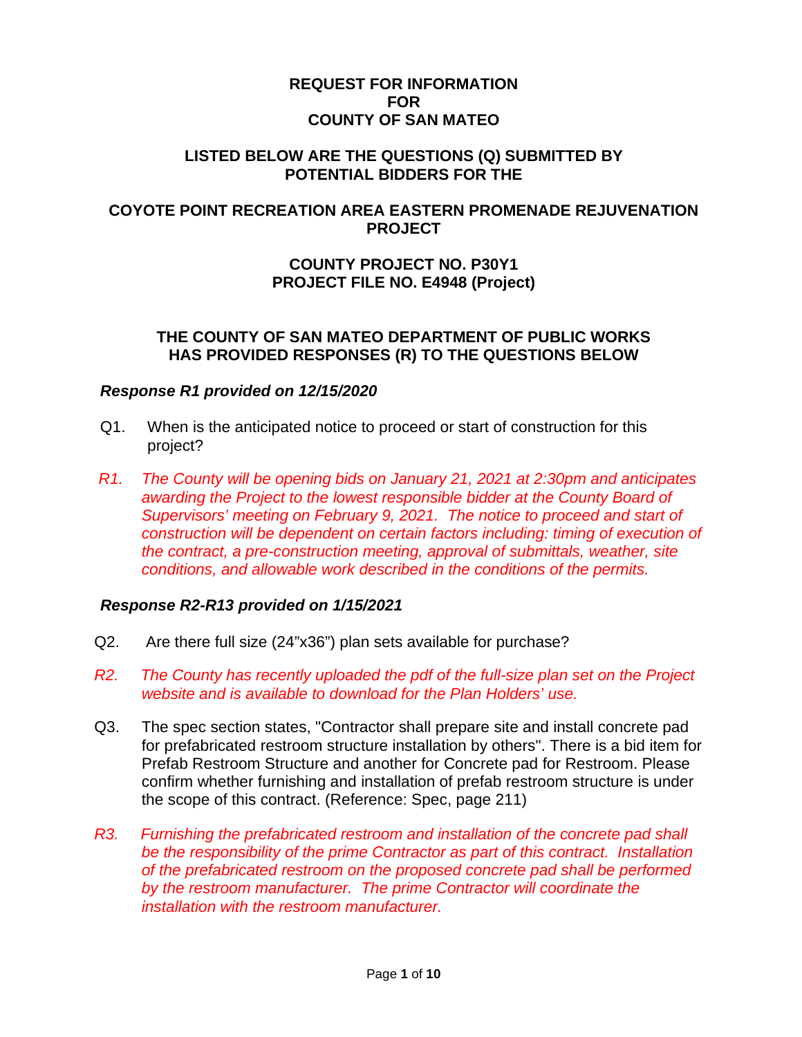# REQUEST FOR INFORMATION FOR COUNTY OF SAN MATEO

## LISTED BELOW ARE THE QUESTIONS (Q) SUBMITTED BY POTENTIAL BIDDERS FOR THE

## COYOTE POINT RECREATION AREA EASTERN PROMENADE REJUVENATION PROJECT

## COUNTY PROJECT NO. P30Y1
## PROJECT FILE NO. E4948 (Project)

## THE COUNTY OF SAN MATEO DEPARTMENT OF PUBLIC WORKS HAS PROVIDED RESPONSES (R) TO THE QUESTIONS BELOW

***Response R1 provided on 12/15/2020***

Q1. When is the anticipated notice to proceed or start of construction for this project?

*R1. The County will be opening bids on January 21, 2021 at 2:30pm and anticipates awarding the Project to the lowest responsible bidder at the County Board of Supervisors' meeting on February 9, 2021. The notice to proceed and start of construction will be dependent on certain factors including: timing of execution of the contract, a pre-construction meeting, approval of submittals, weather, site conditions, and allowable work described in the conditions of the permits.*

***Response R2-R13 provided on 1/15/2021***

Q2. Are there full size (24"x36") plan sets available for purchase?

*R2. The County has recently uploaded the pdf of the full-size plan set on the Project website and is available to download for the Plan Holders' use.*

Q3. The spec section states, "Contractor shall prepare site and install concrete pad for prefabricated restroom structure installation by others". There is a bid item for Prefab Restroom Structure and another for Concrete pad for Restroom. Please confirm whether furnishing and installation of prefab restroom structure is under the scope of this contract. (Reference: Spec, page 211)

*R3. Furnishing the prefabricated restroom and installation of the concrete pad shall be the responsibility of the prime Contractor as part of this contract. Installation of the prefabricated restroom on the proposed concrete pad shall be performed by the restroom manufacturer. The prime Contractor will coordinate the installation with the restroom manufacturer.*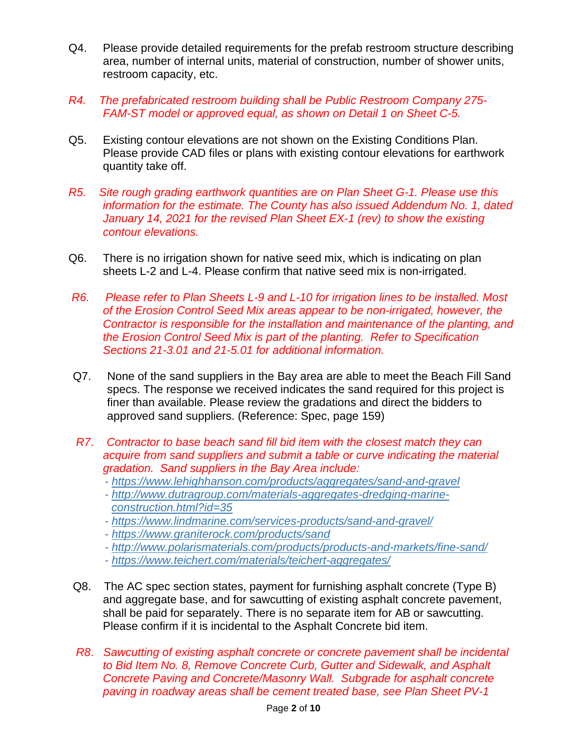Q4. Please provide detailed requirements for the prefab restroom structure describing area, number of internal units, material of construction, number of shower units, restroom capacity, etc.

*R4. The prefabricated restroom building shall be Public Restroom Company 275-FAM-ST model or approved equal, as shown on Detail 1 on Sheet C-5.*

Q5. Existing contour elevations are not shown on the Existing Conditions Plan. Please provide CAD files or plans with existing contour elevations for earthwork quantity take off.

*R5. Site rough grading earthwork quantities are on Plan Sheet G-1. Please use this information for the estimate. The County has also issued Addendum No. 1, dated January 14, 2021 for the revised Plan Sheet EX-1 (rev) to show the existing contour elevations.*

Q6. There is no irrigation shown for native seed mix, which is indicating on plan sheets L-2 and L-4. Please confirm that native seed mix is non-irrigated.

*R6. Please refer to Plan Sheets L-9 and L-10 for irrigation lines to be installed. Most of the Erosion Control Seed Mix areas appear to be non-irrigated, however, the Contractor is responsible for the installation and maintenance of the planting, and the Erosion Control Seed Mix is part of the planting. Refer to Specification Sections 21-3.01 and 21-5.01 for additional information.*

Q7. None of the sand suppliers in the Bay area are able to meet the Beach Fill Sand specs. The response we received indicates the sand required for this project is finer than available. Please review the gradations and direct the bidders to approved sand suppliers. (Reference: Spec, page 159)

*R7. Contractor to base beach sand fill bid item with the closest match they can acquire from sand suppliers and submit a table or curve indicating the material gradation. Sand suppliers in the Bay Area include:*

- *https://www.lehighhanson.com/products/aggregates/sand-and-gravel*
- *http://www.dutragroup.com/materials-aggregates-dredging-marine-construction.html?id=35*
- *https://www.lindmarine.com/services-products/sand-and-gravel/*
- *https://www.graniterock.com/products/sand*
- *http://www.polarismaterials.com/products/products-and-markets/fine-sand/*
- *https://www.teichert.com/materials/teichert-aggregates/*

Q8. The AC spec section states, payment for furnishing asphalt concrete (Type B) and aggregate base, and for sawcutting of existing asphalt concrete pavement, shall be paid for separately. There is no separate item for AB or sawcutting. Please confirm if it is incidental to the Asphalt Concrete bid item.

*R8. Sawcutting of existing asphalt concrete or concrete pavement shall be incidental to Bid Item No. 8, Remove Concrete Curb, Gutter and Sidewalk, and Asphalt Concrete Paving and Concrete/Masonry Wall. Subgrade for asphalt concrete paving in roadway areas shall be cement treated base, see Plan Sheet PV-1*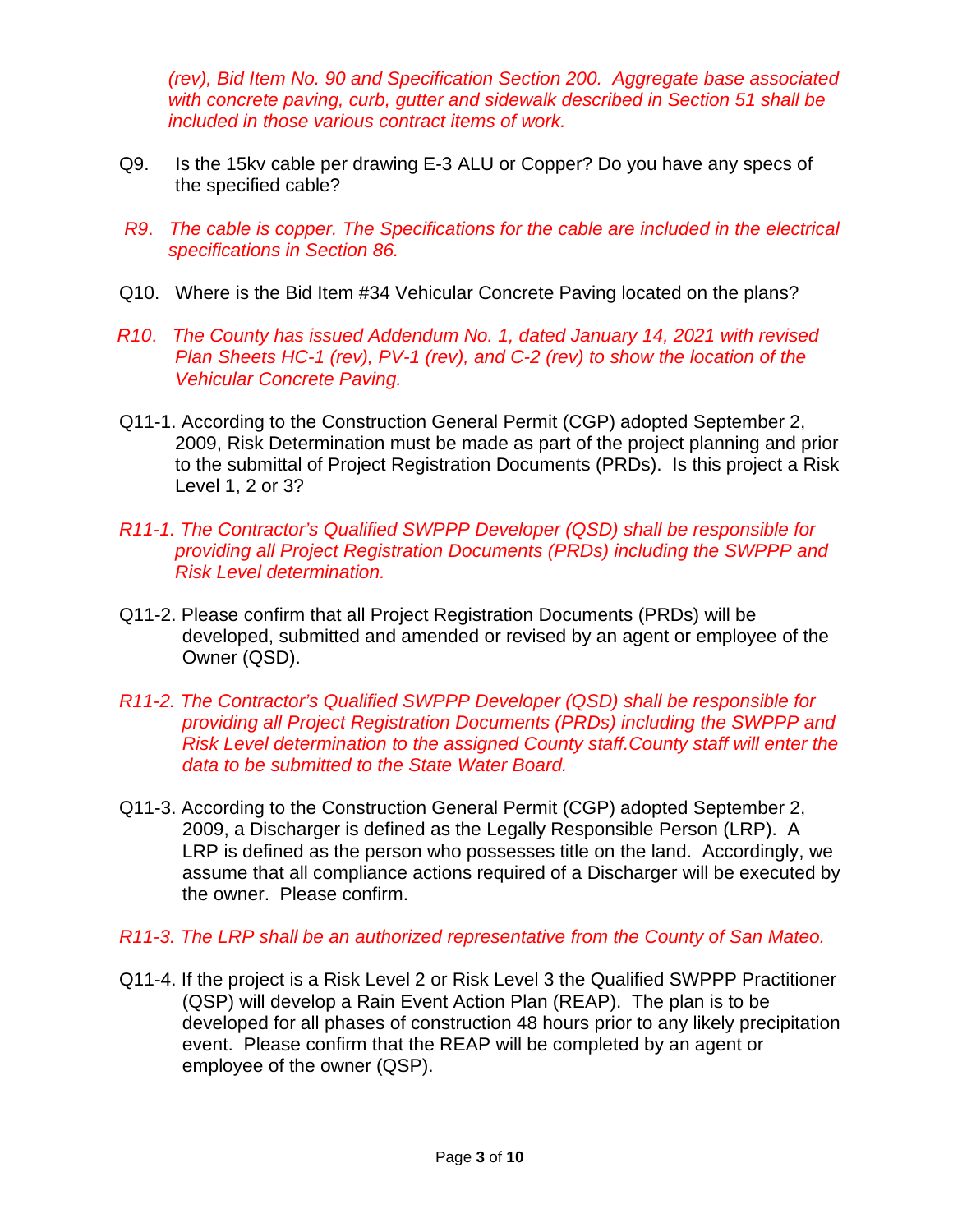*(rev), Bid Item No. 90 and Specification Section 200. Aggregate base associated with concrete paving, curb, gutter and sidewalk described in Section 51 shall be included in those various contract items of work.*

Q9. Is the 15kv cable per drawing E-3 ALU or Copper? Do you have any specs of the specified cable?

*R9. The cable is copper. The Specifications for the cable are included in the electrical specifications in Section 86.*

Q10. Where is the Bid Item #34 Vehicular Concrete Paving located on the plans?

*R10. The County has issued Addendum No. 1, dated January 14, 2021 with revised Plan Sheets HC-1 (rev), PV-1 (rev), and C-2 (rev) to show the location of the Vehicular Concrete Paving.*

Q11-1. According to the Construction General Permit (CGP) adopted September 2, 2009, Risk Determination must be made as part of the project planning and prior to the submittal of Project Registration Documents (PRDs). Is this project a Risk Level 1, 2 or 3?

*R11-1. The Contractor's Qualified SWPPP Developer (QSD) shall be responsible for providing all Project Registration Documents (PRDs) including the SWPPP and Risk Level determination.*

Q11-2. Please confirm that all Project Registration Documents (PRDs) will be developed, submitted and amended or revised by an agent or employee of the Owner (QSD).

*R11-2. The Contractor's Qualified SWPPP Developer (QSD) shall be responsible for providing all Project Registration Documents (PRDs) including the SWPPP and Risk Level determination to the assigned County staff.County staff will enter the data to be submitted to the State Water Board.*

Q11-3. According to the Construction General Permit (CGP) adopted September 2, 2009, a Discharger is defined as the Legally Responsible Person (LRP). A LRP is defined as the person who possesses title on the land. Accordingly, we assume that all compliance actions required of a Discharger will be executed by the owner. Please confirm.

*R11-3. The LRP shall be an authorized representative from the County of San Mateo.*

Q11-4. If the project is a Risk Level 2 or Risk Level 3 the Qualified SWPPP Practitioner (QSP) will develop a Rain Event Action Plan (REAP). The plan is to be developed for all phases of construction 48 hours prior to any likely precipitation event. Please confirm that the REAP will be completed by an agent or employee of the owner (QSP).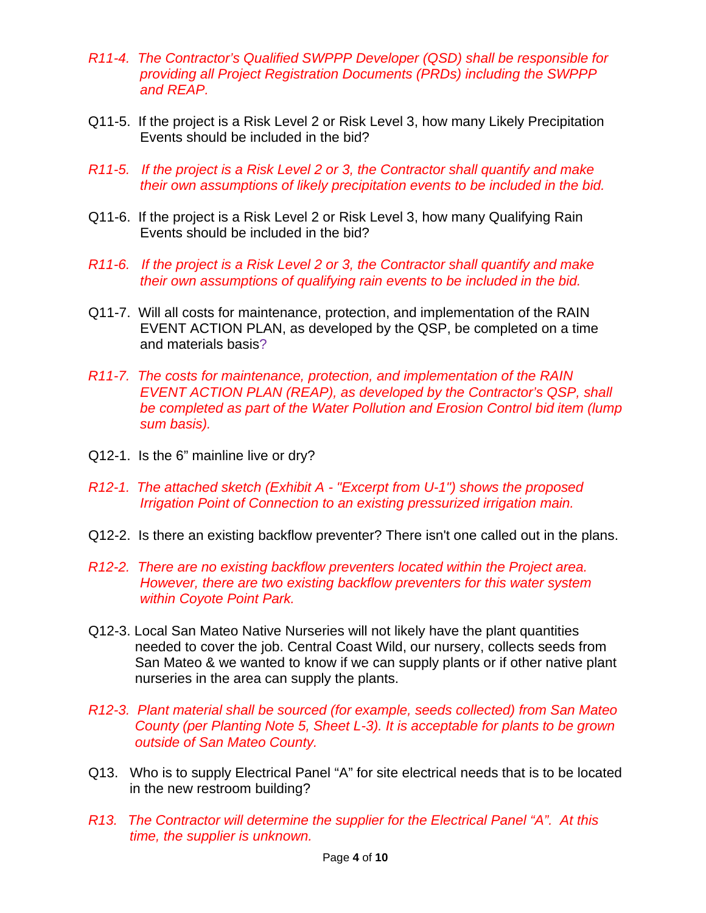*R11-4. The Contractor's Qualified SWPPP Developer (QSD) shall be responsible for providing all Project Registration Documents (PRDs) including the SWPPP and REAP.*

Q11-5. If the project is a Risk Level 2 or Risk Level 3, how many Likely Precipitation Events should be included in the bid?

*R11-5. If the project is a Risk Level 2 or 3, the Contractor shall quantify and make their own assumptions of likely precipitation events to be included in the bid.*

Q11-6. If the project is a Risk Level 2 or Risk Level 3, how many Qualifying Rain Events should be included in the bid?

*R11-6. If the project is a Risk Level 2 or 3, the Contractor shall quantify and make their own assumptions of qualifying rain events to be included in the bid.*

Q11-7. Will all costs for maintenance, protection, and implementation of the RAIN EVENT ACTION PLAN, as developed by the QSP, be completed on a time and materials basis?

*R11-7. The costs for maintenance, protection, and implementation of the RAIN EVENT ACTION PLAN (REAP), as developed by the Contractor's QSP, shall be completed as part of the Water Pollution and Erosion Control bid item (lump sum basis).*

Q12-1. Is the 6" mainline live or dry?

*R12-1. The attached sketch (Exhibit A - "Excerpt from U-1") shows the proposed Irrigation Point of Connection to an existing pressurized irrigation main.*

Q12-2. Is there an existing backflow preventer? There isn't one called out in the plans.

*R12-2. There are no existing backflow preventers located within the Project area. However, there are two existing backflow preventers for this water system within Coyote Point Park.*

Q12-3. Local San Mateo Native Nurseries will not likely have the plant quantities needed to cover the job. Central Coast Wild, our nursery, collects seeds from San Mateo & we wanted to know if we can supply plants or if other native plant nurseries in the area can supply the plants.

*R12-3. Plant material shall be sourced (for example, seeds collected) from San Mateo County (per Planting Note 5, Sheet L-3). It is acceptable for plants to be grown outside of San Mateo County.*

Q13. Who is to supply Electrical Panel "A" for site electrical needs that is to be located in the new restroom building?

*R13. The Contractor will determine the supplier for the Electrical Panel "A". At this time, the supplier is unknown.*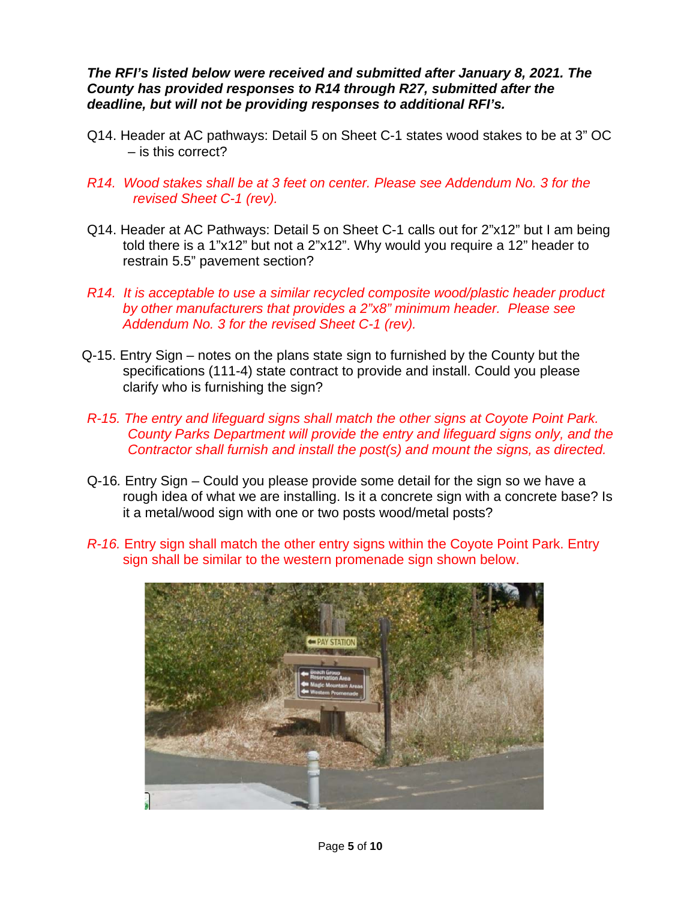***The RFI's listed below were received and submitted after January 8, 2021. The County has provided responses to R14 through R27, submitted after the deadline, but will not be providing responses to additional RFI's.***

Q14. Header at AC pathways: Detail 5 on Sheet C-1 states wood stakes to be at 3" OC – is this correct?

*R14. Wood stakes shall be at 3 feet on center. Please see Addendum No. 3 for the revised Sheet C-1 (rev).*

Q14. Header at AC Pathways: Detail 5 on Sheet C-1 calls out for 2"x12" but I am being told there is a 1"x12" but not a 2"x12". Why would you require a 12" header to restrain 5.5" pavement section?

*R14. It is acceptable to use a similar recycled composite wood/plastic header product by other manufacturers that provides a 2"x8" minimum header. Please see Addendum No. 3 for the revised Sheet C-1 (rev).*

Q-15. Entry Sign – notes on the plans state sign to furnished by the County but the specifications (111-4) state contract to provide and install. Could you please clarify who is furnishing the sign?

*R-15. The entry and lifeguard signs shall match the other signs at Coyote Point Park. County Parks Department will provide the entry and lifeguard signs only, and the Contractor shall furnish and install the post(s) and mount the signs, as directed.*

Q-16. Entry Sign – Could you please provide some detail for the sign so we have a rough idea of what we are installing. Is it a concrete sign with a concrete base? Is it a metal/wood sign with one or two posts wood/metal posts?

*R-16.* Entry sign shall match the other entry signs within the Coyote Point Park. Entry sign shall be similar to the western promenade sign shown below.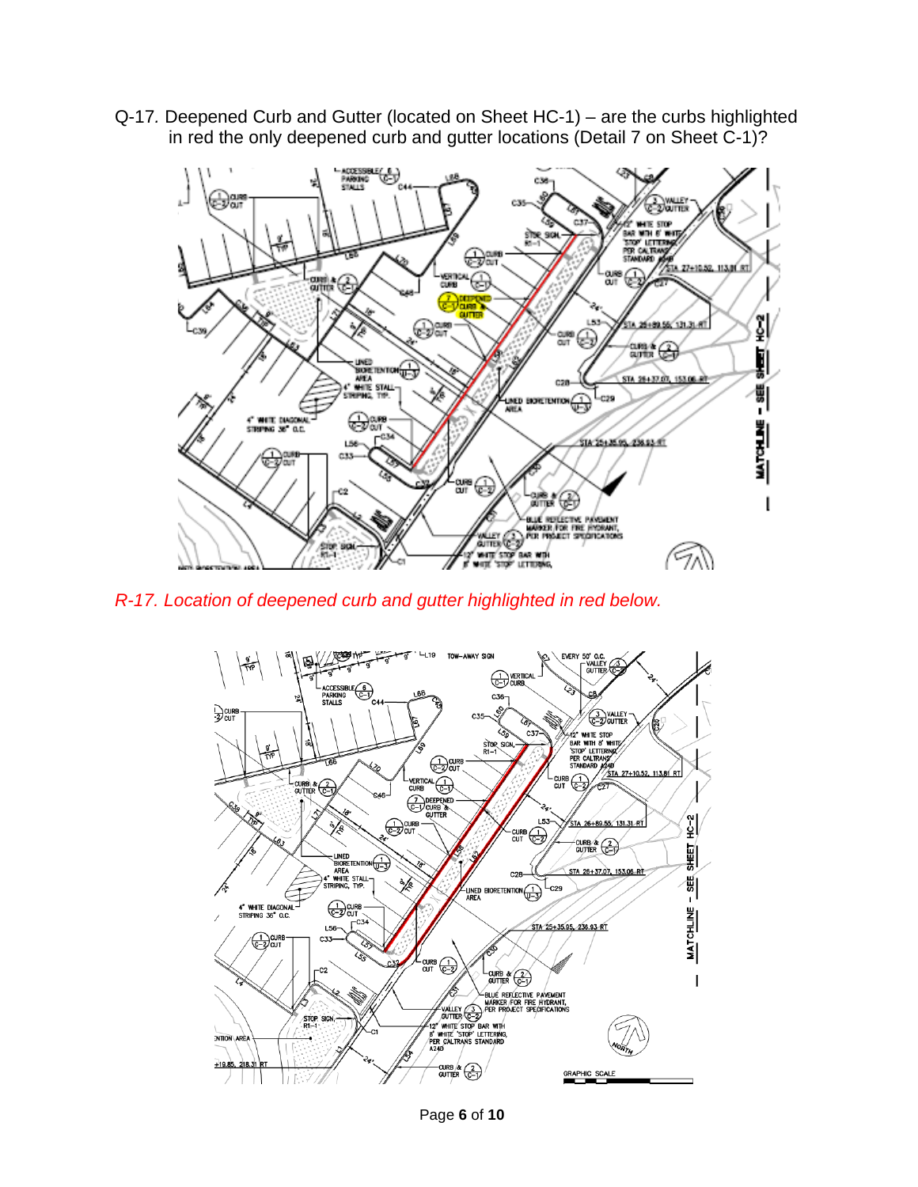Q-17. Deepened Curb and Gutter (located on Sheet HC-1) – are the curbs highlighted in red the only deepened curb and gutter locations (Detail 7 on Sheet C-1)?

*R-17. Location of deepened curb and gutter highlighted in red below.*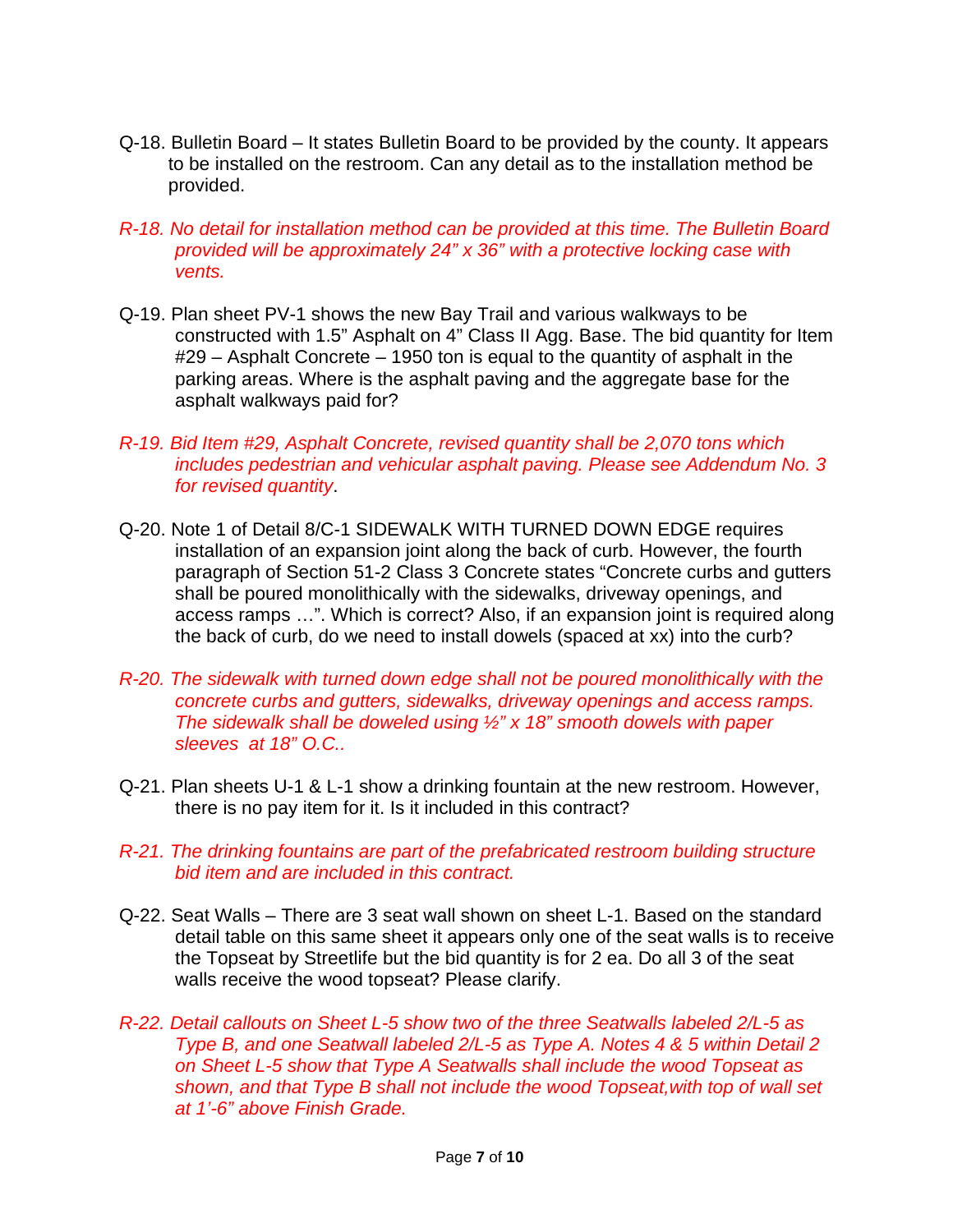Q-18. Bulletin Board – It states Bulletin Board to be provided by the county. It appears to be installed on the restroom. Can any detail as to the installation method be provided.

*R-18. No detail for installation method can be provided at this time. The Bulletin Board provided will be approximately 24" x 36" with a protective locking case with vents.*

Q-19. Plan sheet PV-1 shows the new Bay Trail and various walkways to be constructed with 1.5" Asphalt on 4" Class II Agg. Base. The bid quantity for Item #29 – Asphalt Concrete – 1950 ton is equal to the quantity of asphalt in the parking areas. Where is the asphalt paving and the aggregate base for the asphalt walkways paid for?

*R-19. Bid Item #29, Asphalt Concrete, revised quantity shall be 2,070 tons which includes pedestrian and vehicular asphalt paving. Please see Addendum No. 3 for revised quantity*.

Q-20. Note 1 of Detail 8/C-1 SIDEWALK WITH TURNED DOWN EDGE requires installation of an expansion joint along the back of curb. However, the fourth paragraph of Section 51-2 Class 3 Concrete states "Concrete curbs and gutters shall be poured monolithically with the sidewalks, driveway openings, and access ramps …". Which is correct? Also, if an expansion joint is required along the back of curb, do we need to install dowels (spaced at xx) into the curb?

*R-20. The sidewalk with turned down edge shall not be poured monolithically with the concrete curbs and gutters, sidewalks, driveway openings and access ramps. The sidewalk shall be doweled using ½" x 18" smooth dowels with paper sleeves at 18" O.C..*

Q-21. Plan sheets U-1 & L-1 show a drinking fountain at the new restroom. However, there is no pay item for it. Is it included in this contract?

*R-21. The drinking fountains are part of the prefabricated restroom building structure bid item and are included in this contract.*

Q-22. Seat Walls – There are 3 seat wall shown on sheet L-1. Based on the standard detail table on this same sheet it appears only one of the seat walls is to receive the Topseat by Streetlife but the bid quantity is for 2 ea. Do all 3 of the seat walls receive the wood topseat? Please clarify.

*R-22. Detail callouts on Sheet L-5 show two of the three Seatwalls labeled 2/L-5 as Type B, and one Seatwall labeled 2/L-5 as Type A. Notes 4 & 5 within Detail 2 on Sheet L-5 show that Type A Seatwalls shall include the wood Topseat as shown, and that Type B shall not include the wood Topseat,with top of wall set at 1'-6" above Finish Grade.*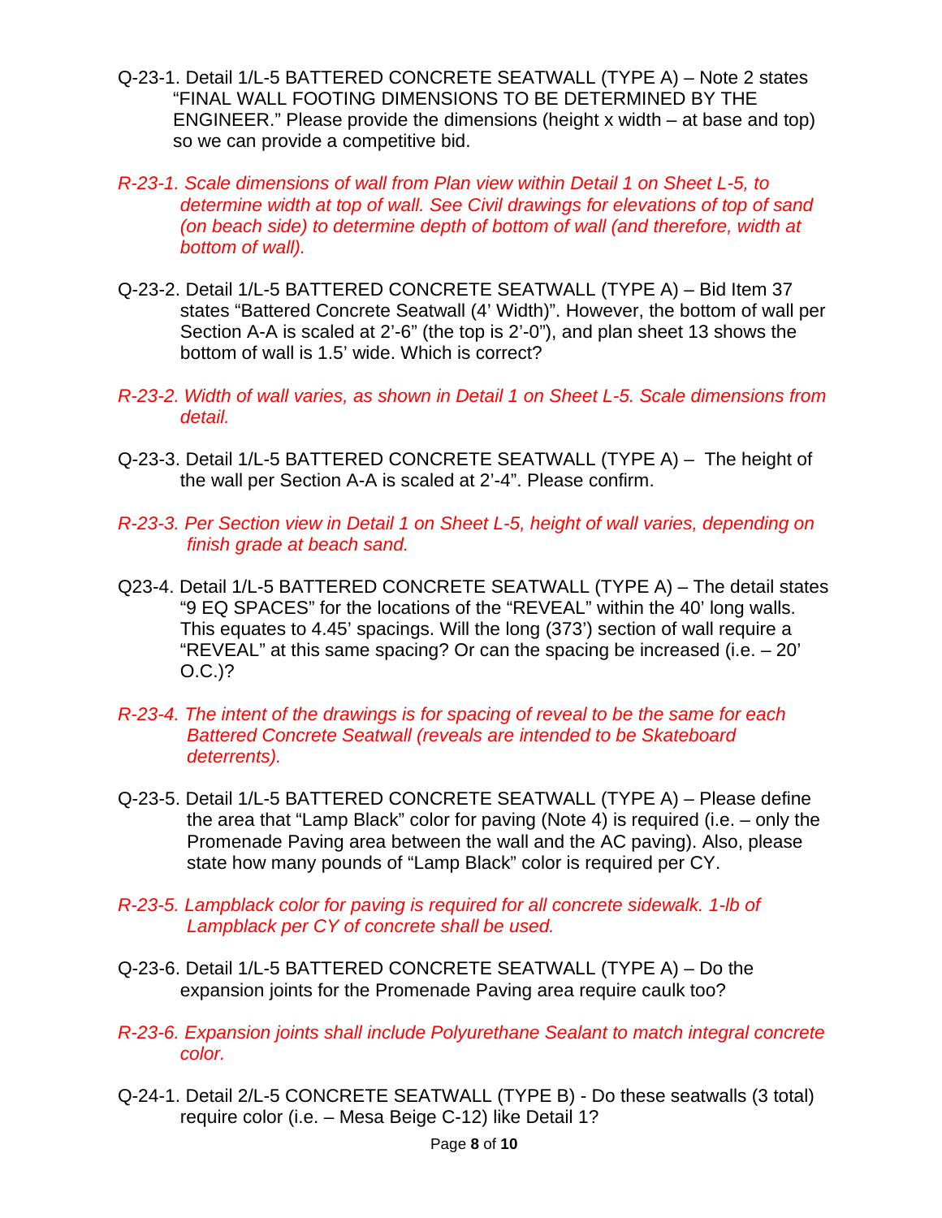Q-23-1. Detail 1/L-5 BATTERED CONCRETE SEATWALL (TYPE A) – Note 2 states “FINAL WALL FOOTING DIMENSIONS TO BE DETERMINED BY THE ENGINEER.” Please provide the dimensions (height x width – at base and top) so we can provide a competitive bid.

*R-23-1. Scale dimensions of wall from Plan view within Detail 1 on Sheet L-5, to determine width at top of wall. See Civil drawings for elevations of top of sand (on beach side) to determine depth of bottom of wall (and therefore, width at bottom of wall).*

Q-23-2. Detail 1/L-5 BATTERED CONCRETE SEATWALL (TYPE A) – Bid Item 37 states “Battered Concrete Seatwall (4’ Width)”. However, the bottom of wall per Section A-A is scaled at 2’-6” (the top is 2’-0”), and plan sheet 13 shows the bottom of wall is 1.5’ wide. Which is correct?

*R-23-2. Width of wall varies, as shown in Detail 1 on Sheet L-5. Scale dimensions from detail.*

Q-23-3. Detail 1/L-5 BATTERED CONCRETE SEATWALL (TYPE A) – The height of the wall per Section A-A is scaled at 2’-4”. Please confirm.

*R-23-3. Per Section view in Detail 1 on Sheet L-5, height of wall varies, depending on finish grade at beach sand.*

Q23-4. Detail 1/L-5 BATTERED CONCRETE SEATWALL (TYPE A) – The detail states “9 EQ SPACES” for the locations of the “REVEAL” within the 40’ long walls. This equates to 4.45’ spacings. Will the long (373’) section of wall require a “REVEAL” at this same spacing? Or can the spacing be increased (i.e. – 20’ O.C.)?

*R-23-4. The intent of the drawings is for spacing of reveal to be the same for each Battered Concrete Seatwall (reveals are intended to be Skateboard deterrents).*

Q-23-5. Detail 1/L-5 BATTERED CONCRETE SEATWALL (TYPE A) – Please define the area that “Lamp Black” color for paving (Note 4) is required (i.e. – only the Promenade Paving area between the wall and the AC paving). Also, please state how many pounds of “Lamp Black” color is required per CY.

*R-23-5. Lampblack color for paving is required for all concrete sidewalk. 1-lb of Lampblack per CY of concrete shall be used.*

Q-23-6. Detail 1/L-5 BATTERED CONCRETE SEATWALL (TYPE A) – Do the expansion joints for the Promenade Paving area require caulk too?

*R-23-6. Expansion joints shall include Polyurethane Sealant to match integral concrete color.*

Q-24-1. Detail 2/L-5 CONCRETE SEATWALL (TYPE B) - Do these seatwalls (3 total) require color (i.e. – Mesa Beige C-12) like Detail 1?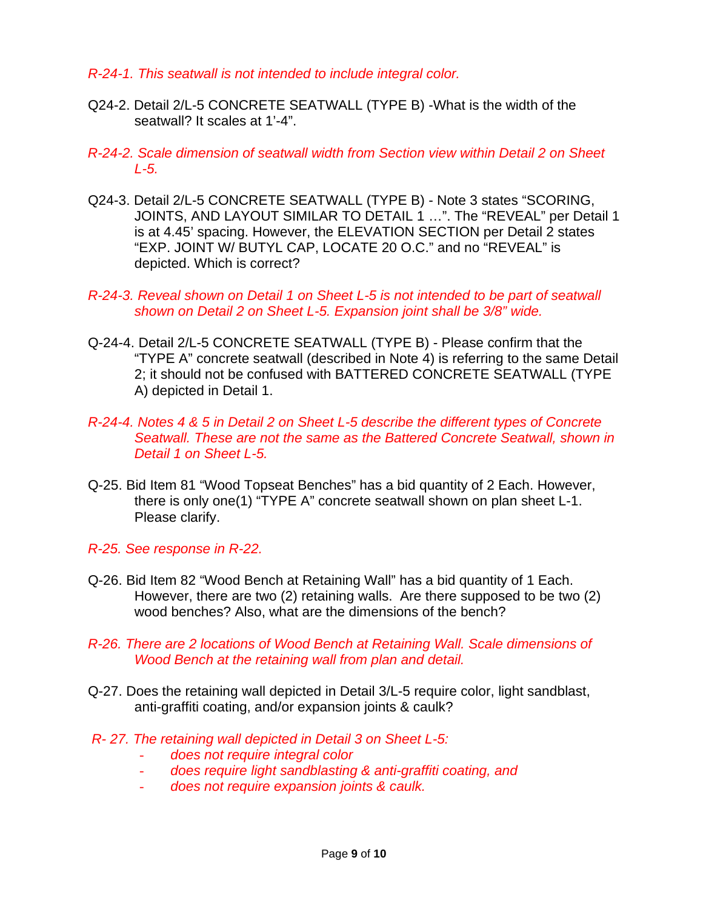*R-24-1. This seatwall is not intended to include integral color.*

Q24-2. Detail 2/L-5 CONCRETE SEATWALL (TYPE B) -What is the width of the seatwall? It scales at 1'-4".

*R-24-2. Scale dimension of seatwall width from Section view within Detail 2 on Sheet L-5.*

Q24-3. Detail 2/L-5 CONCRETE SEATWALL (TYPE B) - Note 3 states "SCORING, JOINTS, AND LAYOUT SIMILAR TO DETAIL 1 …". The "REVEAL" per Detail 1 is at 4.45' spacing. However, the ELEVATION SECTION per Detail 2 states "EXP. JOINT W/ BUTYL CAP, LOCATE 20 O.C." and no "REVEAL" is depicted. Which is correct?

*R-24-3. Reveal shown on Detail 1 on Sheet L-5 is not intended to be part of seatwall shown on Detail 2 on Sheet L-5. Expansion joint shall be 3/8" wide.*

Q-24-4. Detail 2/L-5 CONCRETE SEATWALL (TYPE B) - Please confirm that the "TYPE A" concrete seatwall (described in Note 4) is referring to the same Detail 2; it should not be confused with BATTERED CONCRETE SEATWALL (TYPE A) depicted in Detail 1.

*R-24-4. Notes 4 & 5 in Detail 2 on Sheet L-5 describe the different types of Concrete Seatwall. These are not the same as the Battered Concrete Seatwall, shown in Detail 1 on Sheet L-5.*

Q-25. Bid Item 81 "Wood Topseat Benches" has a bid quantity of 2 Each. However, there is only one(1) "TYPE A" concrete seatwall shown on plan sheet L-1. Please clarify.

*R-25. See response in R-22.*

Q-26. Bid Item 82 "Wood Bench at Retaining Wall" has a bid quantity of 1 Each. However, there are two (2) retaining walls. Are there supposed to be two (2) wood benches? Also, what are the dimensions of the bench?

*R-26. There are 2 locations of Wood Bench at Retaining Wall. Scale dimensions of Wood Bench at the retaining wall from plan and detail.*

Q-27. Does the retaining wall depicted in Detail 3/L-5 require color, light sandblast, anti-graffiti coating, and/or expansion joints & caulk?

*R- 27. The retaining wall depicted in Detail 3 on Sheet L-5:*

- *does not require integral color*
- *does require light sandblasting & anti-graffiti coating, and*
- *does not require expansion joints & caulk.*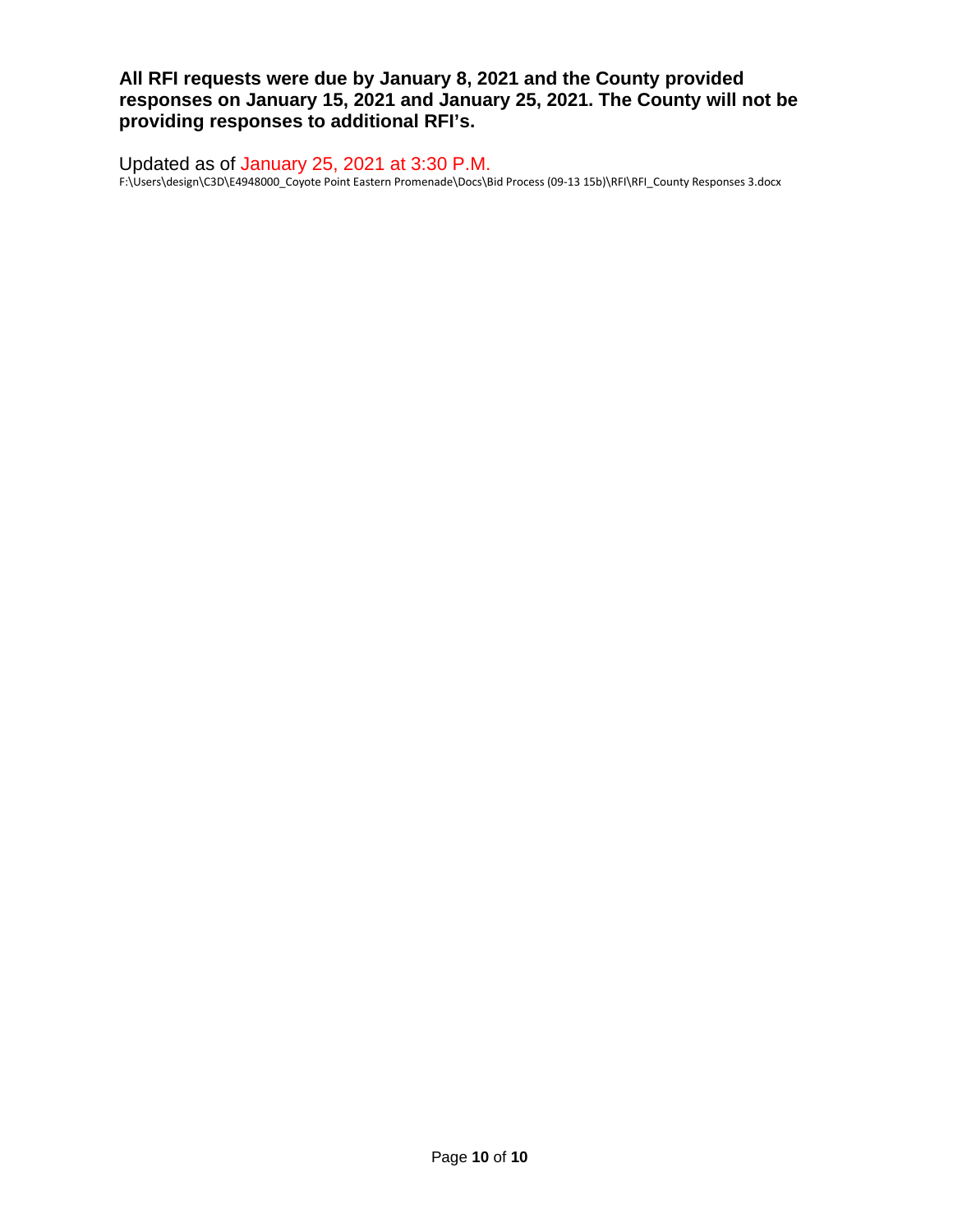**All RFI requests were due by January 8, 2021 and the County provided responses on January 15, 2021 and January 25, 2021. The County will not be providing responses to additional RFI's.**

Updated as of January 25, 2021 at 3:30 P.M.

F:\Users\design\C3D\E4948000_Coyote Point Eastern Promenade\Docs\Bid Process (09-13 15b)\RFI\RFI_County Responses 3.docx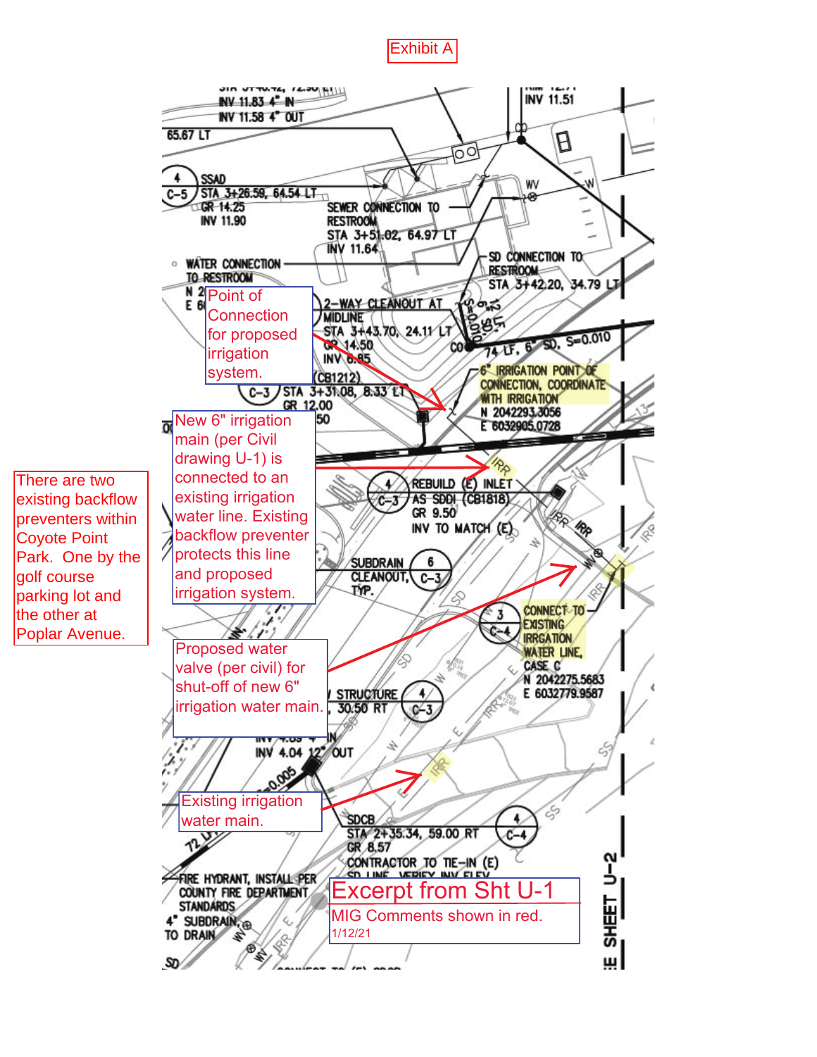Exhibit A

There are two existing backflow preventers within Coyote Point Park. One by the golf course parking lot and the other at Poplar Avenue.

Point of Connection for proposed irrigation system.

New 6" irrigation main (per Civil drawing U-1) is connected to an existing irrigation water line. Existing backflow preventer protects this line and proposed irrigation system.

Proposed water valve (per civil) for shut-off of new 6" irrigation water main.

Existing irrigation water main.

INV 11.83 4" IN
INV 11.58 4" OUT
65.67 LT
INV 11.51

4
C-5
SSAD
STA 3+26.59, 64.54 LT
GR 14.25
INV 11.90

SEWER CONNECTION TO RESTROOM
STA 3+51.02, 64.97 LT
INV 11.64

WV
W

WATER CONNECTION TO RESTROOM

SD CONNECTION TO RESTROOM
STA 3+42.20, 34.79 LT

2-WAY CLEANOUT AT MIDLINE
STA 3+43.70, 24.11 LT
GR 14.50
INV 6.85

74 LF, 6" SD, S=0.010

6" IRRIGATION POINT OF CONNECTION, COORDINATE WITH IRRIGATION
N 2042293.3056
E 6032905.0728

(CB1212)
C-3
STA 3+31.08, 8.33 LT
GR 12.00

IRR

4
C-3
REBUILD (E) INLET AS SDDI (CB1818)
GR 9.50
INV TO MATCH (E)

SUBDRAIN CLEANOUT, TYP.
6
C-3

3
C-4
CONNECT TO EXISTING IRRIGATION WATER LINE, CASE C
N 2042275.5683
E 6032779.9587

STRUCTURE
30.50 RT
4
C-3

INV 4.04 12" OUT

SDCB
STA 2+35.34, 59.00 RT
GR 8.57
CONTRACTOR TO TIE-IN (E)
SD LINE. VERIFY INV ELEV.
4
C-4

FIRE HYDRANT, INSTALL PER COUNTY FIRE DEPARTMENT STANDARDS
4" SUBDRAIN, TO DRAIN

SHEET U-2

Excerpt from Sht U-1

MIG Comments shown in red.

1/12/21